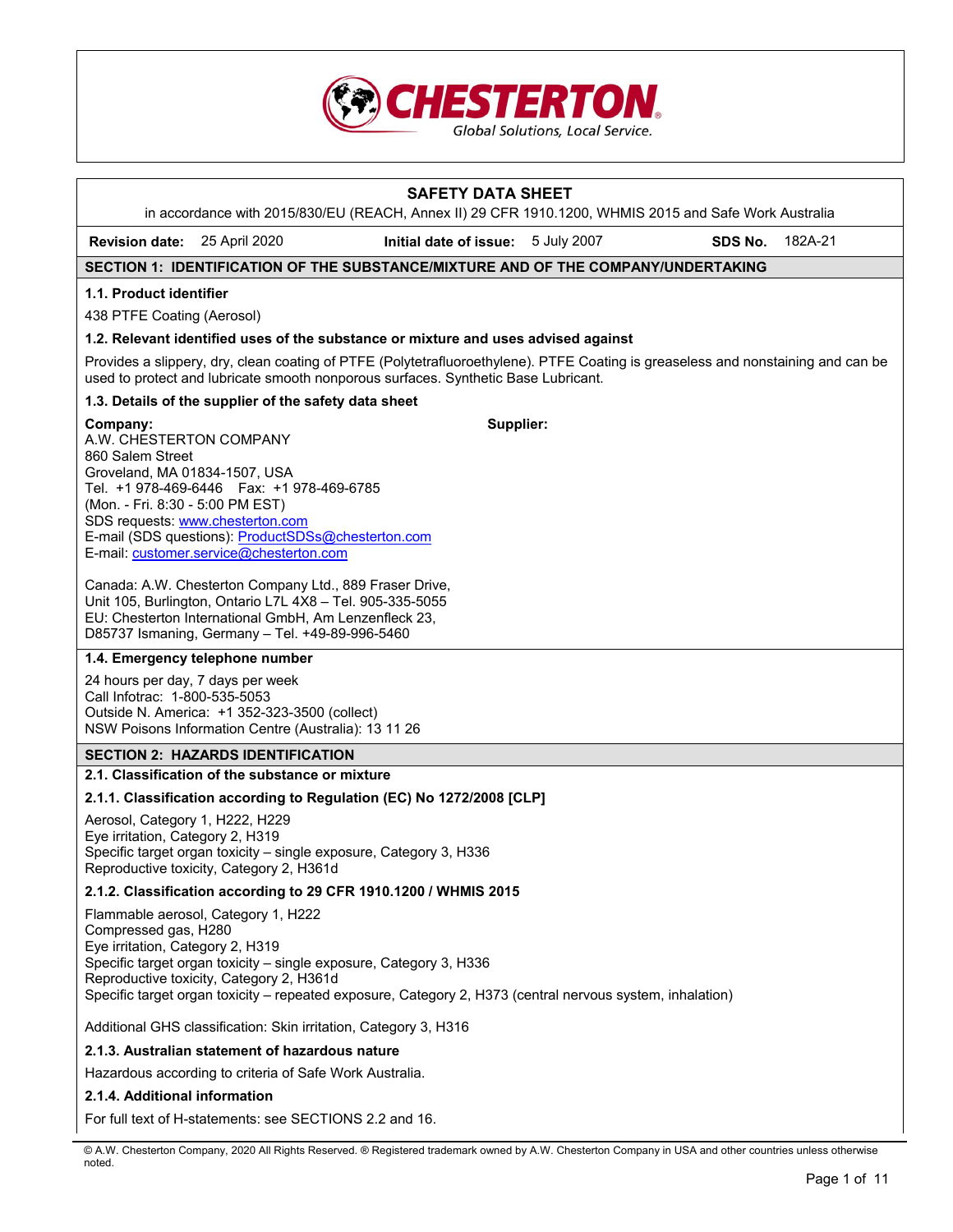CHESTERTON

Global Solutions, Local Service.

# SAFETY DATA SHEET

in accordance with 2015/830/EU (REACH, Annex II) 29 CFR 1910.1200, WHMIS 2015 and Safe Work Australia

| **Revision date:** 25 April 2020 | **Initial date of issue:** 5 July 2007 | **SDS No.** 182A-21 |
| --- | --- | --- |

## SECTION 1: IDENTIFICATION OF THE SUBSTANCE/MIXTURE AND OF THE COMPANY/UNDERTAKING

### 1.1. Product identifier

438 PTFE Coating (Aerosol)

### 1.2. Relevant identified uses of the substance or mixture and uses advised against

Provides a slippery, dry, clean coating of PTFE (Polytetrafluoroethylene). PTFE Coating is greaseless and nonstaining and can be used to protect and lubricate smooth nonporous surfaces. Synthetic Base Lubricant.

### 1.3. Details of the supplier of the safety data sheet

**Company:**
A.W. CHESTERTON COMPANY
860 Salem Street
Groveland, MA 01834-1507, USA
Tel. +1 978-469-6446 Fax: +1 978-469-6785
(Mon. - Fri. 8:30 - 5:00 PM EST)
SDS requests: www.chesterton.com
E-mail (SDS questions): ProductSDSs@chesterton.com
E-mail: customer.service@chesterton.com

**Supplier:**

Canada: A.W. Chesterton Company Ltd., 889 Fraser Drive, Unit 105, Burlington, Ontario L7L 4X8 – Tel. 905-335-5055
EU: Chesterton International GmbH, Am Lenzenfleck 23, D85737 Ismaning, Germany – Tel. +49-89-996-5460

### 1.4. Emergency telephone number

24 hours per day, 7 days per week
Call Infotrac: 1-800-535-5053
Outside N. America: +1 352-323-3500 (collect)
NSW Poisons Information Centre (Australia): 13 11 26

## SECTION 2: HAZARDS IDENTIFICATION

### 2.1. Classification of the substance or mixture

### 2.1.1. Classification according to Regulation (EC) No 1272/2008 [CLP]

Aerosol, Category 1, H222, H229
Eye irritation, Category 2, H319
Specific target organ toxicity – single exposure, Category 3, H336
Reproductive toxicity, Category 2, H361d

### 2.1.2. Classification according to 29 CFR 1910.1200 / WHMIS 2015

Flammable aerosol, Category 1, H222
Compressed gas, H280
Eye irritation, Category 2, H319
Specific target organ toxicity – single exposure, Category 3, H336
Reproductive toxicity, Category 2, H361d
Specific target organ toxicity – repeated exposure, Category 2, H373 (central nervous system, inhalation)

Additional GHS classification: Skin irritation, Category 3, H316

### 2.1.3. Australian statement of hazardous nature

Hazardous according to criteria of Safe Work Australia.

### 2.1.4. Additional information

For full text of H-statements: see SECTIONS 2.2 and 16.

© A.W. Chesterton Company, 2020 All Rights Reserved. ® Registered trademark owned by A.W. Chesterton Company in USA and other countries unless otherwise noted.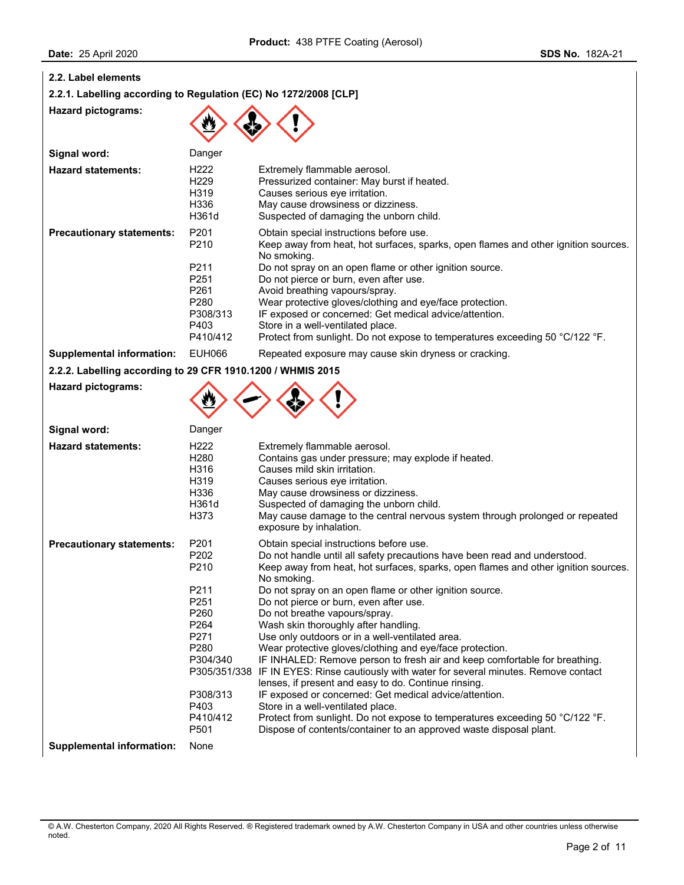### 2.2. Label elements

#### 2.2.1. Labelling according to Regulation (EC) No 1272/2008 [CLP]

**Hazard pictograms:**

**Signal word:** Danger

**Hazard statements:**

| | |
|---|---|
| H222 | Extremely flammable aerosol. |
| H229 | Pressurized container: May burst if heated. |
| H319 | Causes serious eye irritation. |
| H336 | May cause drowsiness or dizziness. |
| H361d | Suspected of damaging the unborn child. |

**Precautionary statements:**

| | |
|---|---|
| P201 | Obtain special instructions before use. |
| P210 | Keep away from heat, hot surfaces, sparks, open flames and other ignition sources. No smoking. |
| P211 | Do not spray on an open flame or other ignition source. |
| P251 | Do not pierce or burn, even after use. |
| P261 | Avoid breathing vapours/spray. |
| P280 | Wear protective gloves/clothing and eye/face protection. |
| P308/313 | IF exposed or concerned: Get medical advice/attention. |
| P403 | Store in a well-ventilated place. |
| P410/412 | Protect from sunlight. Do not expose to temperatures exceeding 50 °C/122 °F. |

**Supplemental information:** EUH066 Repeated exposure may cause skin dryness or cracking.

#### 2.2.2. Labelling according to 29 CFR 1910.1200 / WHMIS 2015

**Hazard pictograms:**

**Signal word:** Danger

**Hazard statements:**

| | |
|---|---|
| H222 | Extremely flammable aerosol. |
| H280 | Contains gas under pressure; may explode if heated. |
| H316 | Causes mild skin irritation. |
| H319 | Causes serious eye irritation. |
| H336 | May cause drowsiness or dizziness. |
| H361d | Suspected of damaging the unborn child. |
| H373 | May cause damage to the central nervous system through prolonged or repeated exposure by inhalation. |

**Precautionary statements:**

| | |
|---|---|
| P201 | Obtain special instructions before use. |
| P202 | Do not handle until all safety precautions have been read and understood. |
| P210 | Keep away from heat, hot surfaces, sparks, open flames and other ignition sources. No smoking. |
| P211 | Do not spray on an open flame or other ignition source. |
| P251 | Do not pierce or burn, even after use. |
| P260 | Do not breathe vapours/spray. |
| P264 | Wash skin thoroughly after handling. |
| P271 | Use only outdoors or in a well-ventilated area. |
| P280 | Wear protective gloves/clothing and eye/face protection. |
| P304/340 | IF INHALED: Remove person to fresh air and keep comfortable for breathing. |
| P305/351/338 | IF IN EYES: Rinse cautiously with water for several minutes. Remove contact lenses, if present and easy to do. Continue rinsing. |
| P308/313 | IF exposed or concerned: Get medical advice/attention. |
| P403 | Store in a well-ventilated place. |
| P410/412 | Protect from sunlight. Do not expose to temperatures exceeding 50 °C/122 °F. |
| P501 | Dispose of contents/container to an approved waste disposal plant. |

**Supplemental information:** None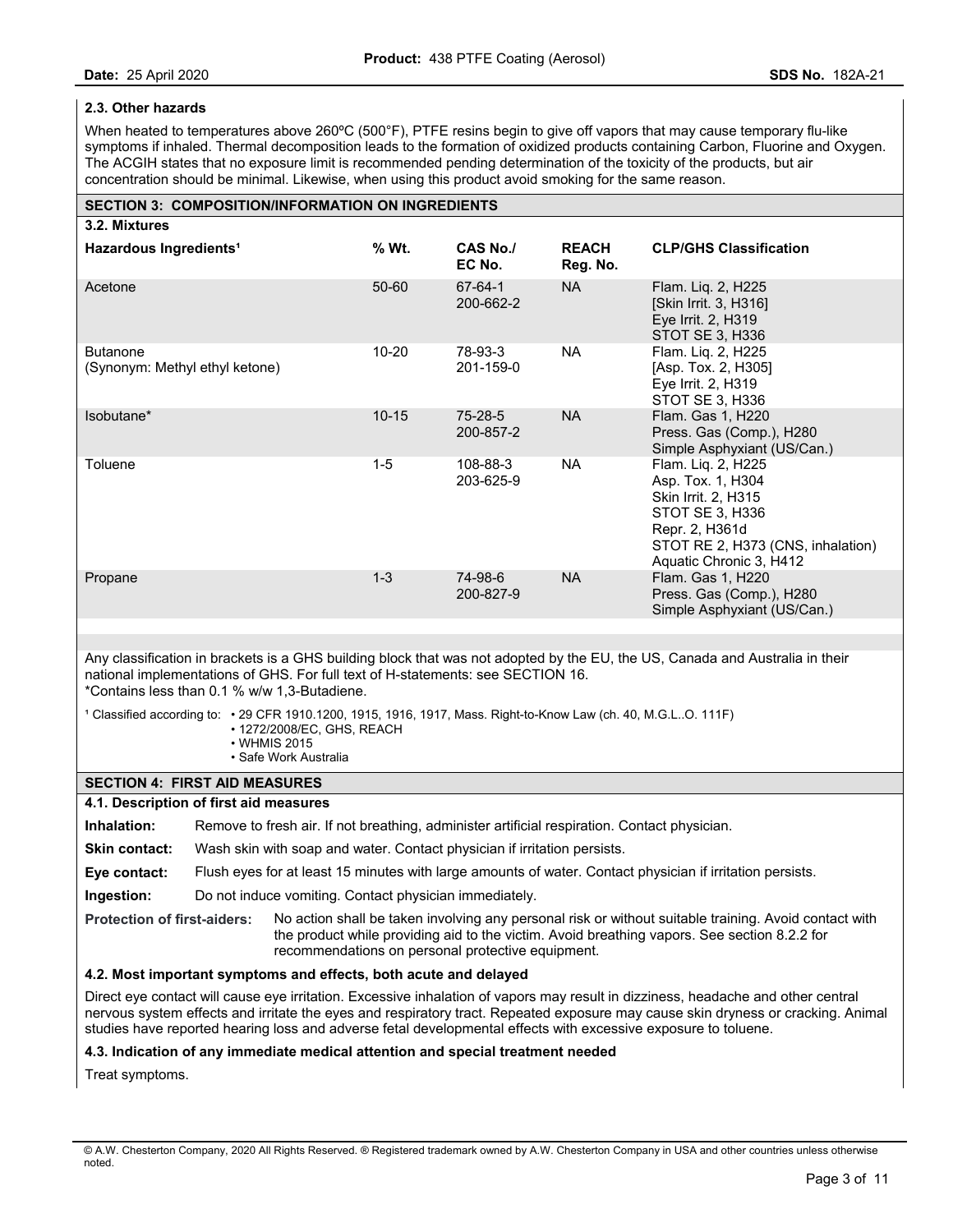### 2.3. Other hazards

When heated to temperatures above 260ºC (500°F), PTFE resins begin to give off vapors that may cause temporary flu-like symptoms if inhaled. Thermal decomposition leads to the formation of oxidized products containing Carbon, Fluorine and Oxygen. The ACGIH states that no exposure limit is recommended pending determination of the toxicity of the products, but air concentration should be minimal. Likewise, when using this product avoid smoking for the same reason.

## SECTION 3: COMPOSITION/INFORMATION ON INGREDIENTS

### 3.2. Mixtures

| Hazardous Ingredients[1] | % Wt. | CAS No./ EC No. | REACH Reg. No. | CLP/GHS Classification |
|---|---|---|---|---|
| Acetone | 50-60 | 67-64-1<br>200-662-2 | NA | Flam. Liq. 2, H225<br>[Skin Irrit. 3, H316]<br>Eye Irrit. 2, H319<br>STOT SE 3, H336 |
| Butanone<br>(Synonym: Methyl ethyl ketone) | 10-20 | 78-93-3<br>201-159-0 | NA | Flam. Liq. 2, H225<br>[Asp. Tox. 2, H305]<br>Eye Irrit. 2, H319<br>STOT SE 3, H336 |
| Isobutane* | 10-15 | 75-28-5<br>200-857-2 | NA | Flam. Gas 1, H220<br>Press. Gas (Comp.), H280<br>Simple Asphyxiant (US/Can.) |
| Toluene | 1-5 | 108-88-3<br>203-625-9 | NA | Flam. Liq. 2, H225<br>Asp. Tox. 1, H304<br>Skin Irrit. 2, H315<br>STOT SE 3, H336<br>Repr. 2, H361d<br>STOT RE 2, H373 (CNS, inhalation)<br>Aquatic Chronic 3, H412 |
| Propane | 1-3 | 74-98-6<br>200-827-9 | NA | Flam. Gas 1, H220<br>Press. Gas (Comp.), H280<br>Simple Asphyxiant (US/Can.) |

Any classification in brackets is a GHS building block that was not adopted by the EU, the US, Canada and Australia in their national implementations of GHS. For full text of H-statements: see SECTION 16.
*Contains less than 0.1 % w/w 1,3-Butadiene.

[1] Classified according to:
- 29 CFR 1910.1200, 1915, 1916, 1917, Mass. Right-to-Know Law (ch. 40, M.G.L..O. 111F)
- 1272/2008/EC, GHS, REACH
- WHMIS 2015
- Safe Work Australia

## SECTION 4: FIRST AID MEASURES

### 4.1. Description of first aid measures

**Inhalation:** Remove to fresh air. If not breathing, administer artificial respiration. Contact physician.

**Skin contact:** Wash skin with soap and water. Contact physician if irritation persists.

**Eye contact:** Flush eyes for at least 15 minutes with large amounts of water. Contact physician if irritation persists.

**Ingestion:** Do not induce vomiting. Contact physician immediately.

**Protection of first-aiders:** No action shall be taken involving any personal risk or without suitable training. Avoid contact with the product while providing aid to the victim. Avoid breathing vapors. See section 8.2.2 for recommendations on personal protective equipment.

### 4.2. Most important symptoms and effects, both acute and delayed

Direct eye contact will cause eye irritation. Excessive inhalation of vapors may result in dizziness, headache and other central nervous system effects and irritate the eyes and respiratory tract. Repeated exposure may cause skin dryness or cracking. Animal studies have reported hearing loss and adverse fetal developmental effects with excessive exposure to toluene.

### 4.3. Indication of any immediate medical attention and special treatment needed

Treat symptoms.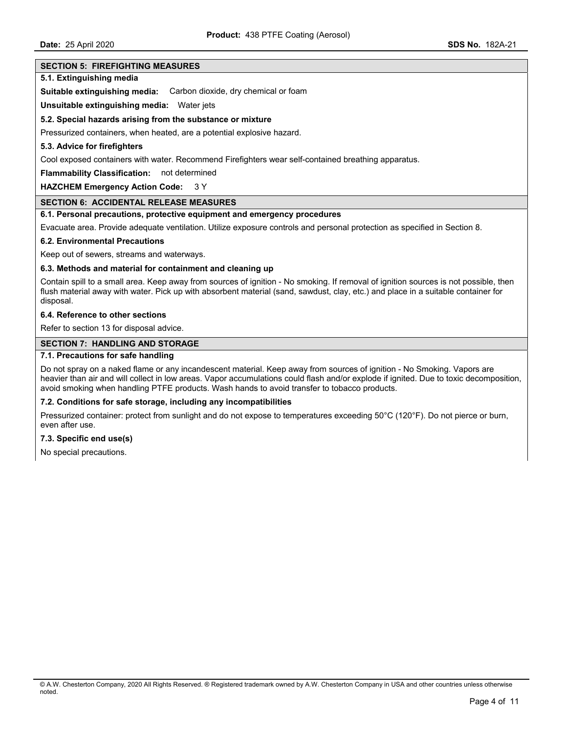## SECTION 5: FIREFIGHTING MEASURES

### 5.1. Extinguishing media

**Suitable extinguishing media:** Carbon dioxide, dry chemical or foam

**Unsuitable extinguishing media:** Water jets

### 5.2. Special hazards arising from the substance or mixture

Pressurized containers, when heated, are a potential explosive hazard.

### 5.3. Advice for firefighters

Cool exposed containers with water. Recommend Firefighters wear self-contained breathing apparatus.

**Flammability Classification:** not determined

**HAZCHEM Emergency Action Code:** 3 Y

## SECTION 6: ACCIDENTAL RELEASE MEASURES

### 6.1. Personal precautions, protective equipment and emergency procedures

Evacuate area. Provide adequate ventilation. Utilize exposure controls and personal protection as specified in Section 8.

### 6.2. Environmental Precautions

Keep out of sewers, streams and waterways.

### 6.3. Methods and material for containment and cleaning up

Contain spill to a small area. Keep away from sources of ignition - No smoking. If removal of ignition sources is not possible, then flush material away with water. Pick up with absorbent material (sand, sawdust, clay, etc.) and place in a suitable container for disposal.

### 6.4. Reference to other sections

Refer to section 13 for disposal advice.

## SECTION 7: HANDLING AND STORAGE

### 7.1. Precautions for safe handling

Do not spray on a naked flame or any incandescent material. Keep away from sources of ignition - No Smoking. Vapors are heavier than air and will collect in low areas. Vapor accumulations could flash and/or explode if ignited. Due to toxic decomposition, avoid smoking when handling PTFE products. Wash hands to avoid transfer to tobacco products.

### 7.2. Conditions for safe storage, including any incompatibilities

Pressurized container: protect from sunlight and do not expose to temperatures exceeding 50°C (120°F). Do not pierce or burn, even after use.

### 7.3. Specific end use(s)

No special precautions.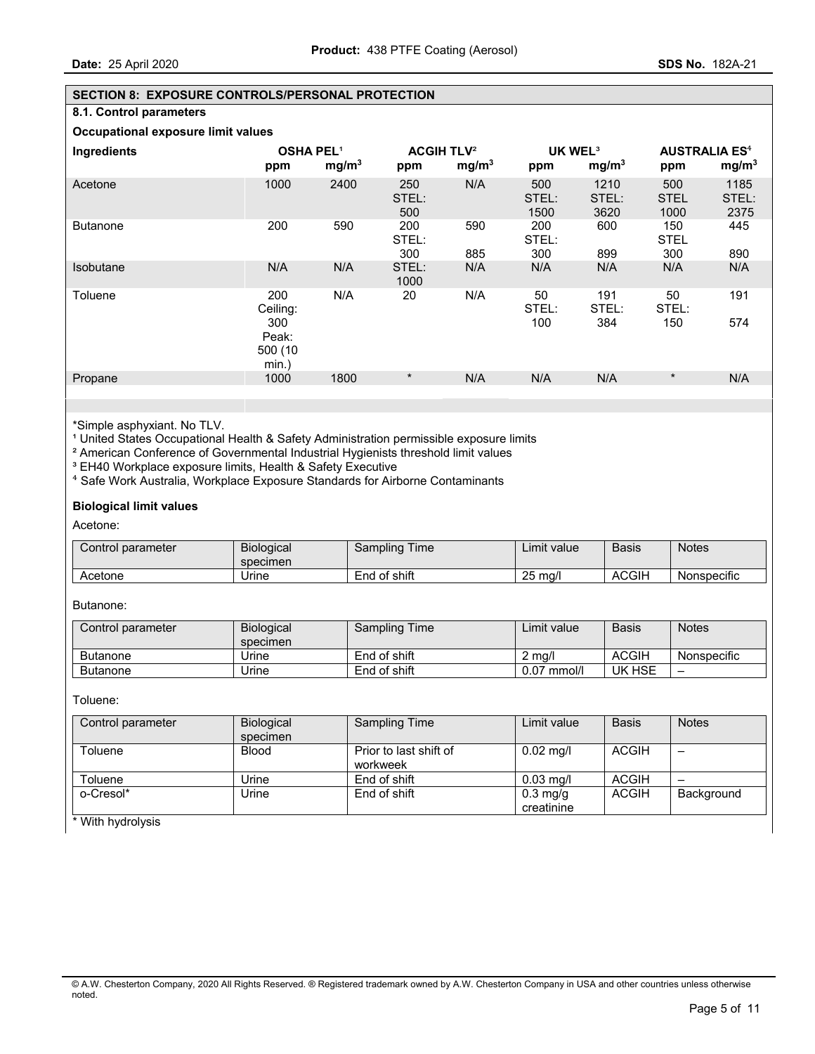**Product:** 438 PTFE Coating (Aerosol)

**Date:** 25 April 2020 **SDS No.** 182A-21

## SECTION 8: EXPOSURE CONTROLS/PERSONAL PROTECTION

### 8.1. Control parameters

**Occupational exposure limit values**

| Ingredients | OSHA PEL[1] | | ACGIH TLV[2] | | UK WEL[3] | | AUSTRALIA ES[4] | |
|---|---|---|---|---|---|---|---|---|
| | ppm | $mg/m^3$ | ppm | $mg/m^3$ | ppm | $mg/m^3$ | ppm | $mg/m^3$ |
| Acetone | 1000 | 2400 | 250 STEL: 500 | N/A | 500 STEL: 1500 | 1210 STEL: 3620 | 500 STEL 1000 | 1185 STEL: 2375 |
| Butanone | 200 | 590 | 200 STEL: 300 | 590 885 | 200 STEL: 300 | 600 899 | 150 STEL 300 | 445 890 |
| Isobutane | N/A | N/A | STEL: 1000 | N/A | N/A | N/A | N/A | N/A |
| Toluene | 200 Ceiling: 300 Peak: 500 (10 min.) | N/A | 20 | N/A | 50 STEL: 100 | 191 STEL: 384 | 50 STEL: 150 | 191 574 |
| Propane | 1000 | 1800 | * | N/A | N/A | N/A | * | N/A |

*Simple asphyxiant. No TLV.

[1] United States Occupational Health & Safety Administration permissible exposure limits

[2] American Conference of Governmental Industrial Hygienists threshold limit values

[3] EH40 Workplace exposure limits, Health & Safety Executive

[4] Safe Work Australia, Workplace Exposure Standards for Airborne Contaminants

**Biological limit values**

Acetone:

| Control parameter | Biological specimen | Sampling Time | Limit value | Basis | Notes |
|---|---|---|---|---|---|
| Acetone | Urine | End of shift | 25 mg/l | ACGIH | Nonspecific |

Butanone:

| Control parameter | Biological specimen | Sampling Time | Limit value | Basis | Notes |
|---|---|---|---|---|---|
| Butanone | Urine | End of shift | 2 mg/l | ACGIH | Nonspecific |
| Butanone | Urine | End of shift | 0.07 mmol/l | UK HSE | – |

Toluene:

| Control parameter | Biological specimen | Sampling Time | Limit value | Basis | Notes |
|---|---|---|---|---|---|
| Toluene | Blood | Prior to last shift of workweek | 0.02 mg/l | ACGIH | – |
| Toluene | Urine | End of shift | 0.03 mg/l | ACGIH | – |
| o-Cresol* | Urine | End of shift | 0.3 mg/g creatinine | ACGIH | Background |

* With hydrolysis

© A.W. Chesterton Company, 2020 All Rights Reserved. ® Registered trademark owned by A.W. Chesterton Company in USA and other countries unless otherwise noted.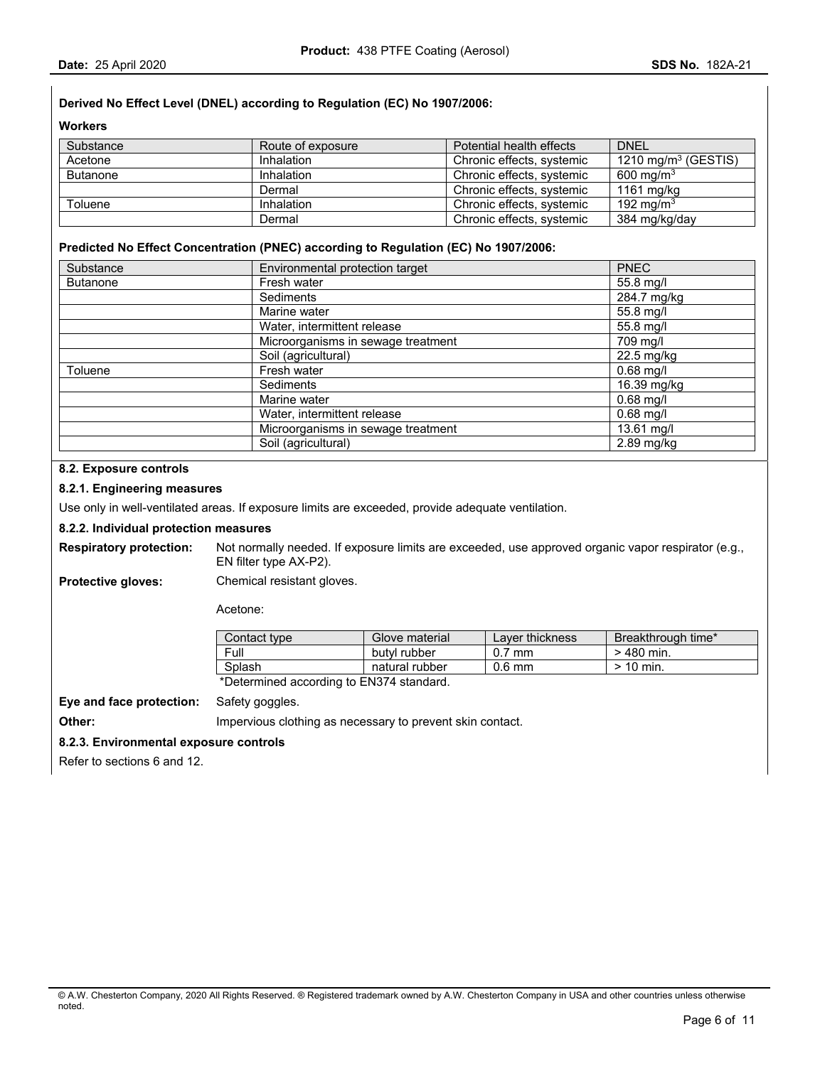**Derived No Effect Level (DNEL) according to Regulation (EC) No 1907/2006:**

**Workers**

| Substance | Route of exposure | Potential health effects | DNEL |
|---|---|---|---|
| Acetone | Inhalation | Chronic effects, systemic | 1210 $mg/m^3$ (GESTIS) |
| Butanone | Inhalation | Chronic effects, systemic | 600 $mg/m^3$ |
| | Dermal | Chronic effects, systemic | 1161 mg/kg |
| Toluene | Inhalation | Chronic effects, systemic | 192 $mg/m^3$ |
| | Dermal | Chronic effects, systemic | 384 mg/kg/day |

**Predicted No Effect Concentration (PNEC) according to Regulation (EC) No 1907/2006:**

| Substance | Environmental protection target | PNEC |
|---|---|---|
| Butanone | Fresh water | 55.8 mg/l |
| | Sediments | 284.7 mg/kg |
| | Marine water | 55.8 mg/l |
| | Water, intermittent release | 55.8 mg/l |
| | Microorganisms in sewage treatment | 709 mg/l |
| | Soil (agricultural) | 22.5 mg/kg |
| Toluene | Fresh water | 0.68 mg/l |
| | Sediments | 16.39 mg/kg |
| | Marine water | 0.68 mg/l |
| | Water, intermittent release | 0.68 mg/l |
| | Microorganisms in sewage treatment | 13.61 mg/l |
| | Soil (agricultural) | 2.89 mg/kg |

### 8.2. Exposure controls

#### 8.2.1. Engineering measures

Use only in well-ventilated areas. If exposure limits are exceeded, provide adequate ventilation.

#### 8.2.2. Individual protection measures

**Respiratory protection:** Not normally needed. If exposure limits are exceeded, use approved organic vapor respirator (e.g., EN filter type AX-P2).

**Protective gloves:** Chemical resistant gloves.

Acetone:

| Contact type | Glove material | Layer thickness | Breakthrough time* |
|---|---|---|---|
| Full | butyl rubber | 0.7 mm | > 480 min. |
| Splash | natural rubber | 0.6 mm | > 10 min. |

*Determined according to EN374 standard.

**Eye and face protection:** Safety goggles.

**Other:** Impervious clothing as necessary to prevent skin contact.

#### 8.2.3. Environmental exposure controls

Refer to sections 6 and 12.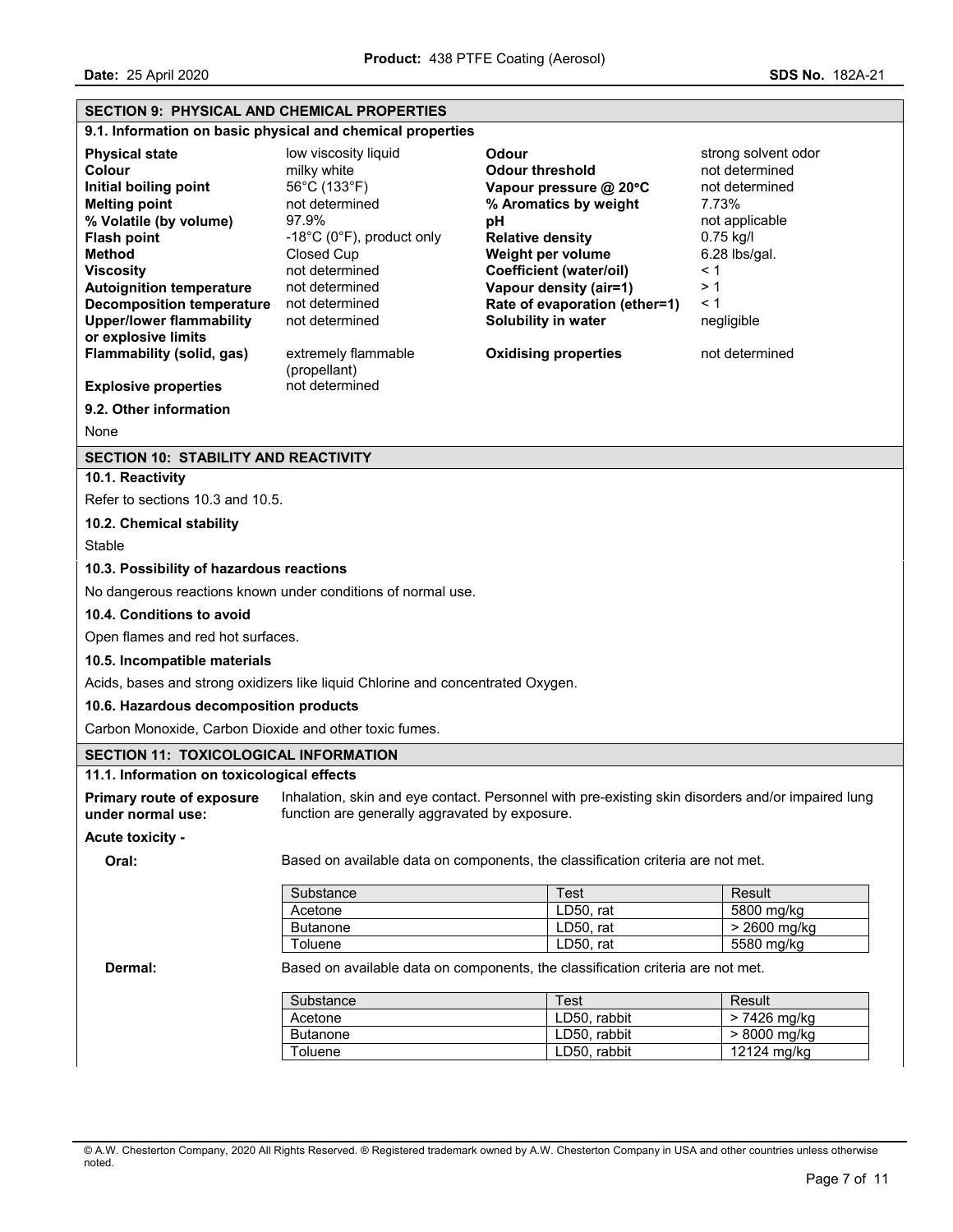## SECTION 9: PHYSICAL AND CHEMICAL PROPERTIES

### 9.1. Information on basic physical and chemical properties

| | | | |
|---|---|---|---|
| **Physical state** | low viscosity liquid | **Odour** | strong solvent odor |
| **Colour** | milky white | **Odour threshold** | not determined |
| **Initial boiling point** | 56°C (133°F) | **Vapour pressure @ 20°C** | not determined |
| **Melting point** | not determined | **% Aromatics by weight** | 7.73% |
| **% Volatile (by volume)** | 97.9% | **pH** | not applicable |
| **Flash point** | -18°C (0°F), product only | **Relative density** | 0.75 kg/l |
| **Method** | Closed Cup | **Weight per volume** | 6.28 lbs/gal. |
| **Viscosity** | not determined | **Coefficient (water/oil)** | < 1 |
| **Autoignition temperature** | not determined | **Vapour density (air=1)** | > 1 |
| **Decomposition temperature** | not determined | **Rate of evaporation (ether=1)** | < 1 |
| **Upper/lower flammability or explosive limits** | not determined | **Solubility in water** | negligible |
| **Flammability (solid, gas)** | extremely flammable (propellant) | **Oxidising properties** | not determined |
| **Explosive properties** | not determined | | |

### 9.2. Other information

None

## SECTION 10: STABILITY AND REACTIVITY

### 10.1. Reactivity

Refer to sections 10.3 and 10.5.

### 10.2. Chemical stability

Stable

### 10.3. Possibility of hazardous reactions

No dangerous reactions known under conditions of normal use.

### 10.4. Conditions to avoid

Open flames and red hot surfaces.

### 10.5. Incompatible materials

Acids, bases and strong oxidizers like liquid Chlorine and concentrated Oxygen.

### 10.6. Hazardous decomposition products

Carbon Monoxide, Carbon Dioxide and other toxic fumes.

## SECTION 11: TOXICOLOGICAL INFORMATION

### 11.1. Information on toxicological effects

**Primary route of exposure under normal use:** Inhalation, skin and eye contact. Personnel with pre-existing skin disorders and/or impaired lung function are generally aggravated by exposure.

**Acute toxicity -**

**Oral:** Based on available data on components, the classification criteria are not met.

| Substance | Test | Result |
|---|---|---|
| Acetone | LD50, rat | 5800 mg/kg |
| Butanone | LD50, rat | > 2600 mg/kg |
| Toluene | LD50, rat | 5580 mg/kg |

**Dermal:** Based on available data on components, the classification criteria are not met.

| Substance | Test | Result |
|---|---|---|
| Acetone | LD50, rabbit | > 7426 mg/kg |
| Butanone | LD50, rabbit | > 8000 mg/kg |
| Toluene | LD50, rabbit | 12124 mg/kg |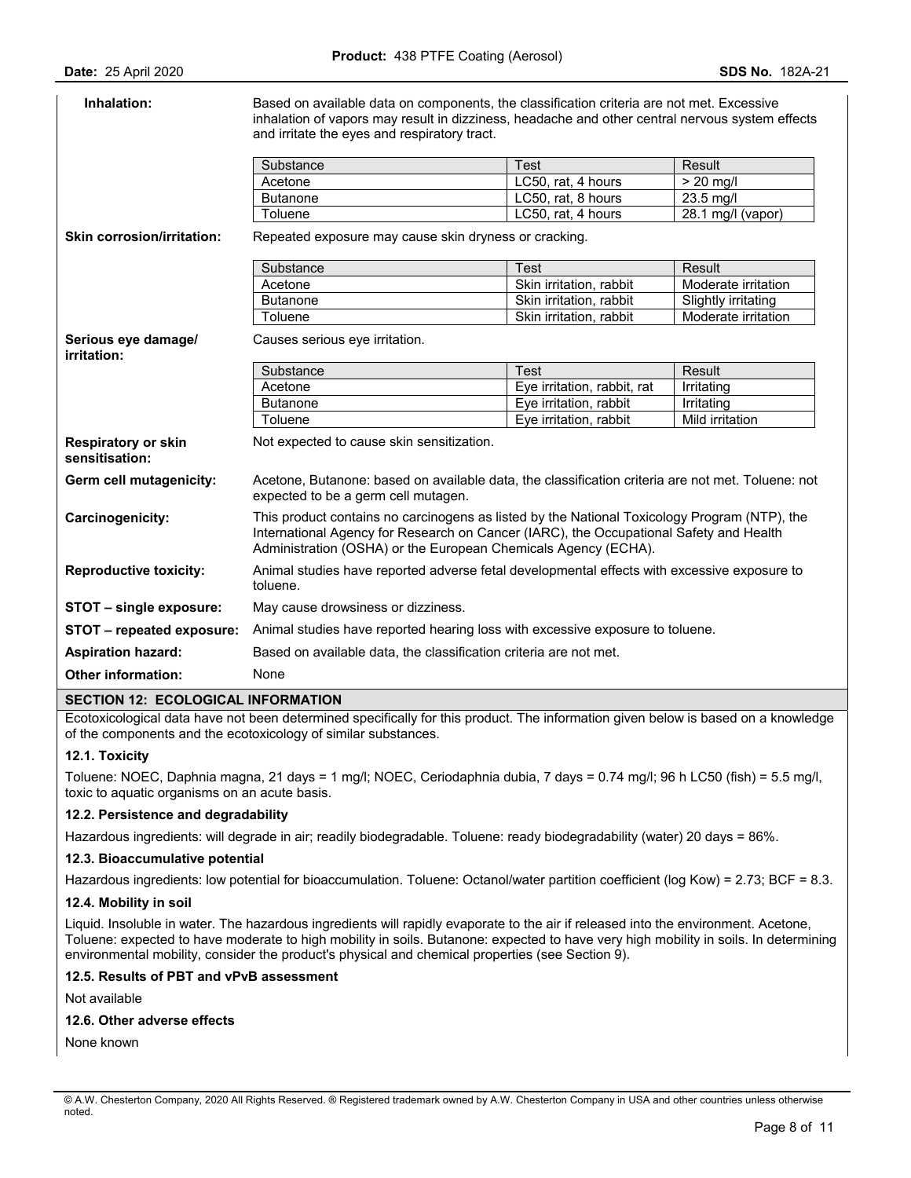**Inhalation:** Based on available data on components, the classification criteria are not met. Excessive inhalation of vapors may result in dizziness, headache and other central nervous system effects and irritate the eyes and respiratory tract.

| Substance | Test | Result |
|---|---|---|
| Acetone | LC50, rat, 4 hours | > 20 mg/l |
| Butanone | LC50, rat, 8 hours | 23.5 mg/l |
| Toluene | LC50, rat, 4 hours | 28.1 mg/l (vapor) |

**Skin corrosion/irritation:** Repeated exposure may cause skin dryness or cracking.

| Substance | Test | Result |
|---|---|---|
| Acetone | Skin irritation, rabbit | Moderate irritation |
| Butanone | Skin irritation, rabbit | Slightly irritating |
| Toluene | Skin irritation, rabbit | Moderate irritation |

**Serious eye damage/ irritation:** Causes serious eye irritation.

| Substance | Test | Result |
|---|---|---|
| Acetone | Eye irritation, rabbit, rat | Irritating |
| Butanone | Eye irritation, rabbit | Irritating |
| Toluene | Eye irritation, rabbit | Mild irritation |

**Respiratory or skin sensitisation:** Not expected to cause skin sensitization.

**Germ cell mutagenicity:** Acetone, Butanone: based on available data, the classification criteria are not met. Toluene: not expected to be a germ cell mutagen.

**Carcinogenicity:** This product contains no carcinogens as listed by the National Toxicology Program (NTP), the International Agency for Research on Cancer (IARC), the Occupational Safety and Health Administration (OSHA) or the European Chemicals Agency (ECHA).

**Reproductive toxicity:** Animal studies have reported adverse fetal developmental effects with excessive exposure to toluene.

**STOT – single exposure:** May cause drowsiness or dizziness.

**STOT – repeated exposure:** Animal studies have reported hearing loss with excessive exposure to toluene.

**Aspiration hazard:** Based on available data, the classification criteria are not met.

**Other information:** None

## SECTION 12: ECOLOGICAL INFORMATION

Ecotoxicological data have not been determined specifically for this product. The information given below is based on a knowledge of the components and the ecotoxicology of similar substances.

### 12.1. Toxicity

Toluene: NOEC, Daphnia magna, 21 days = 1 mg/l; NOEC, Ceriodaphnia dubia, 7 days = 0.74 mg/l; 96 h LC50 (fish) = 5.5 mg/l, toxic to aquatic organisms on an acute basis.

### 12.2. Persistence and degradability

Hazardous ingredients: will degrade in air; readily biodegradable. Toluene: ready biodegradability (water) 20 days = 86%.

### 12.3. Bioaccumulative potential

Hazardous ingredients: low potential for bioaccumulation. Toluene: Octanol/water partition coefficient (log Kow) = 2.73; BCF = 8.3.

### 12.4. Mobility in soil

Liquid. Insoluble in water. The hazardous ingredients will rapidly evaporate to the air if released into the environment. Acetone, Toluene: expected to have moderate to high mobility in soils. Butanone: expected to have very high mobility in soils. In determining environmental mobility, consider the product's physical and chemical properties (see Section 9).

### 12.5. Results of PBT and vPvB assessment

Not available

### 12.6. Other adverse effects

None known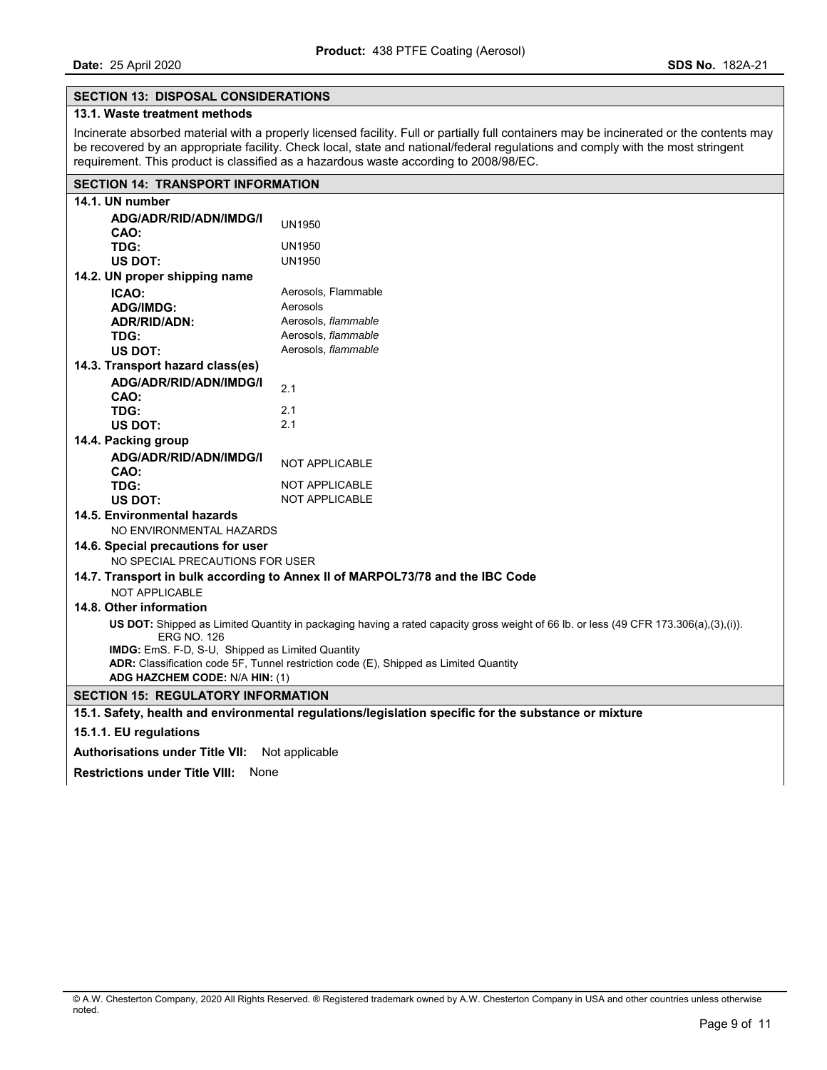## SECTION 13: DISPOSAL CONSIDERATIONS

### 13.1. Waste treatment methods

Incinerate absorbed material with a properly licensed facility. Full or partially full containers may be incinerated or the contents may be recovered by an appropriate facility. Check local, state and national/federal regulations and comply with the most stringent requirement. This product is classified as a hazardous waste according to 2008/98/EC.

## SECTION 14: TRANSPORT INFORMATION

### 14.1. UN number

| | |
|---|---|
| **ADG/ADR/RID/ADN/IMDG/ICAO:** | UN1950 |
| **TDG:** | UN1950 |
| **US DOT:** | UN1950 |

### 14.2. UN proper shipping name

| | |
|---|---|
| **ICAO:** | Aerosols, Flammable |
| **ADG/IMDG:** | Aerosols |
| **ADR/RID/ADN:** | Aerosols, *flammable* |
| **TDG:** | Aerosols, *flammable* |
| **US DOT:** | Aerosols, *flammable* |

### 14.3. Transport hazard class(es)

| | |
|---|---|
| **ADG/ADR/RID/ADN/IMDG/ICAO:** | 2.1 |
| **TDG:** | 2.1 |
| **US DOT:** | 2.1 |

### 14.4. Packing group

| | |
|---|---|
| **ADG/ADR/RID/ADN/IMDG/ICAO:** | NOT APPLICABLE |
| **TDG:** | NOT APPLICABLE |
| **US DOT:** | NOT APPLICABLE |

### 14.5. Environmental hazards

NO ENVIRONMENTAL HAZARDS

### 14.6. Special precautions for user

NO SPECIAL PRECAUTIONS FOR USER

### 14.7. Transport in bulk according to Annex II of MARPOL73/78 and the IBC Code

NOT APPLICABLE

### 14.8. Other information

**US DOT:** Shipped as Limited Quantity in packaging having a rated capacity gross weight of 66 lb. or less (49 CFR 173.306(a),(3),(i)). ERG NO. 126

**IMDG:** EmS. F-D, S-U, Shipped as Limited Quantity

**ADR:** Classification code 5F, Tunnel restriction code (E), Shipped as Limited Quantity

**ADG HAZCHEM CODE:** N/A **HIN:** (1)

## SECTION 15: REGULATORY INFORMATION

### 15.1. Safety, health and environmental regulations/legislation specific for the substance or mixture

#### 15.1.1. EU regulations

**Authorisations under Title VII:** Not applicable

**Restrictions under Title VIII:** None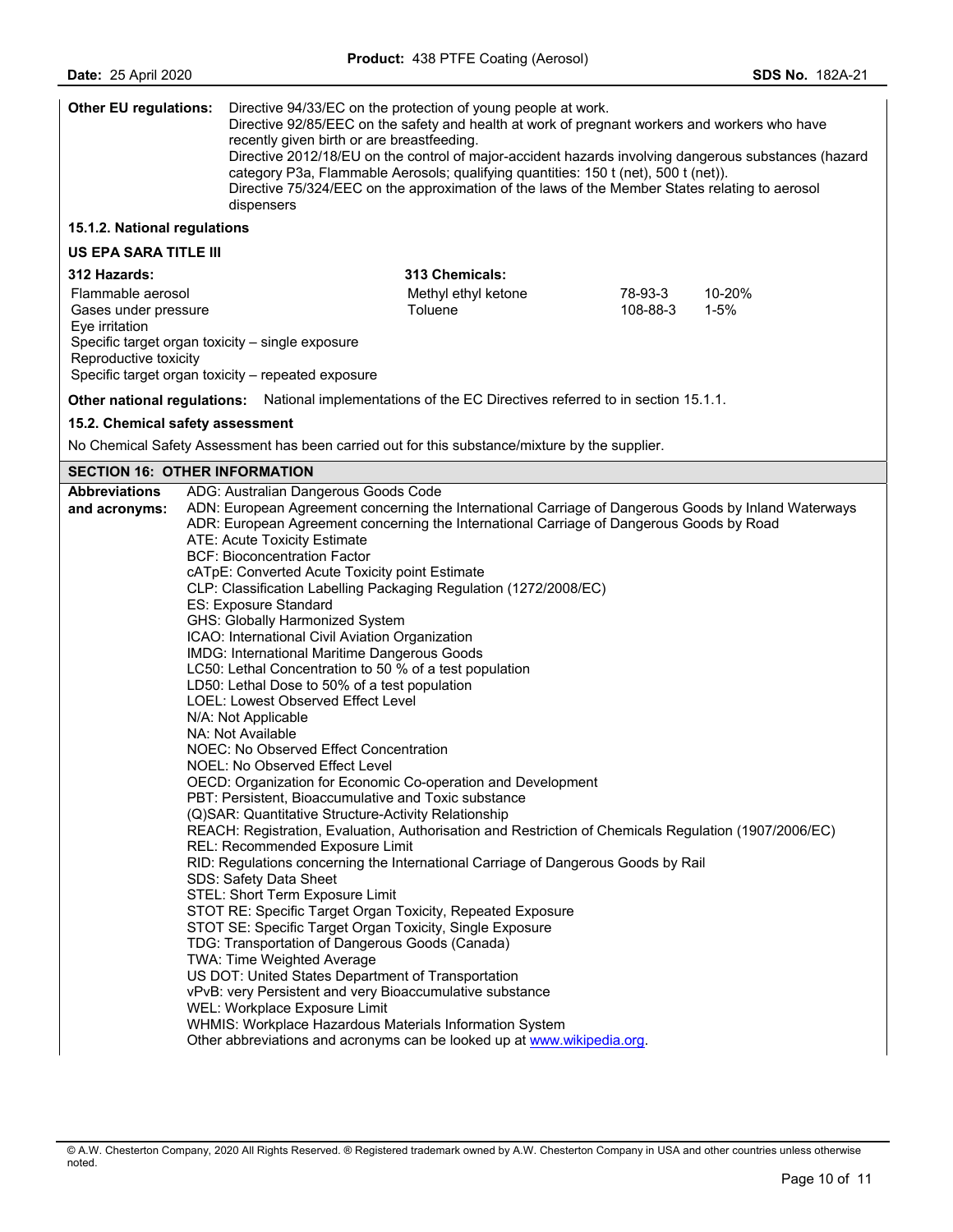**Other EU regulations:** Directive 94/33/EC on the protection of young people at work.
Directive 92/85/EEC on the safety and health at work of pregnant workers and workers who have recently given birth or are breastfeeding.
Directive 2012/18/EU on the control of major-accident hazards involving dangerous substances (hazard category P3a, Flammable Aerosols; qualifying quantities: 150 t (net), 500 t (net)).
Directive 75/324/EEC on the approximation of the laws of the Member States relating to aerosol dispensers

**15.1.2. National regulations**

**US EPA SARA TITLE III**

**312 Hazards:**

Flammable aerosol
Gases under pressure
Eye irritation
Specific target organ toxicity – single exposure
Reproductive toxicity
Specific target organ toxicity – repeated exposure

**313 Chemicals:**

| Chemical | CAS No. | Concentration |
|---|---|---|
| Methyl ethyl ketone | 78-93-3 | 10-20% |
| Toluene | 108-88-3 | 1-5% |

**Other national regulations:** National implementations of the EC Directives referred to in section 15.1.1.

**15.2. Chemical safety assessment**

No Chemical Safety Assessment has been carried out for this substance/mixture by the supplier.

## SECTION 16: OTHER INFORMATION

**Abbreviations and acronyms:**

ADG: Australian Dangerous Goods Code
ADN: European Agreement concerning the International Carriage of Dangerous Goods by Inland Waterways
ADR: European Agreement concerning the International Carriage of Dangerous Goods by Road
ATE: Acute Toxicity Estimate
BCF: Bioconcentration Factor
cATpE: Converted Acute Toxicity point Estimate
CLP: Classification Labelling Packaging Regulation (1272/2008/EC)
ES: Exposure Standard
GHS: Globally Harmonized System
ICAO: International Civil Aviation Organization
IMDG: International Maritime Dangerous Goods
LC50: Lethal Concentration to 50 % of a test population
LD50: Lethal Dose to 50% of a test population
LOEL: Lowest Observed Effect Level
N/A: Not Applicable
NA: Not Available
NOEC: No Observed Effect Concentration
NOEL: No Observed Effect Level
OECD: Organization for Economic Co-operation and Development
PBT: Persistent, Bioaccumulative and Toxic substance
(Q)SAR: Quantitative Structure-Activity Relationship
REACH: Registration, Evaluation, Authorisation and Restriction of Chemicals Regulation (1907/2006/EC)
REL: Recommended Exposure Limit
RID: Regulations concerning the International Carriage of Dangerous Goods by Rail
SDS: Safety Data Sheet
STEL: Short Term Exposure Limit
STOT RE: Specific Target Organ Toxicity, Repeated Exposure
STOT SE: Specific Target Organ Toxicity, Single Exposure
TDG: Transportation of Dangerous Goods (Canada)
TWA: Time Weighted Average
US DOT: United States Department of Transportation
vPvB: very Persistent and very Bioaccumulative substance
WEL: Workplace Exposure Limit
WHMIS: Workplace Hazardous Materials Information System
Other abbreviations and acronyms can be looked up at www.wikipedia.org.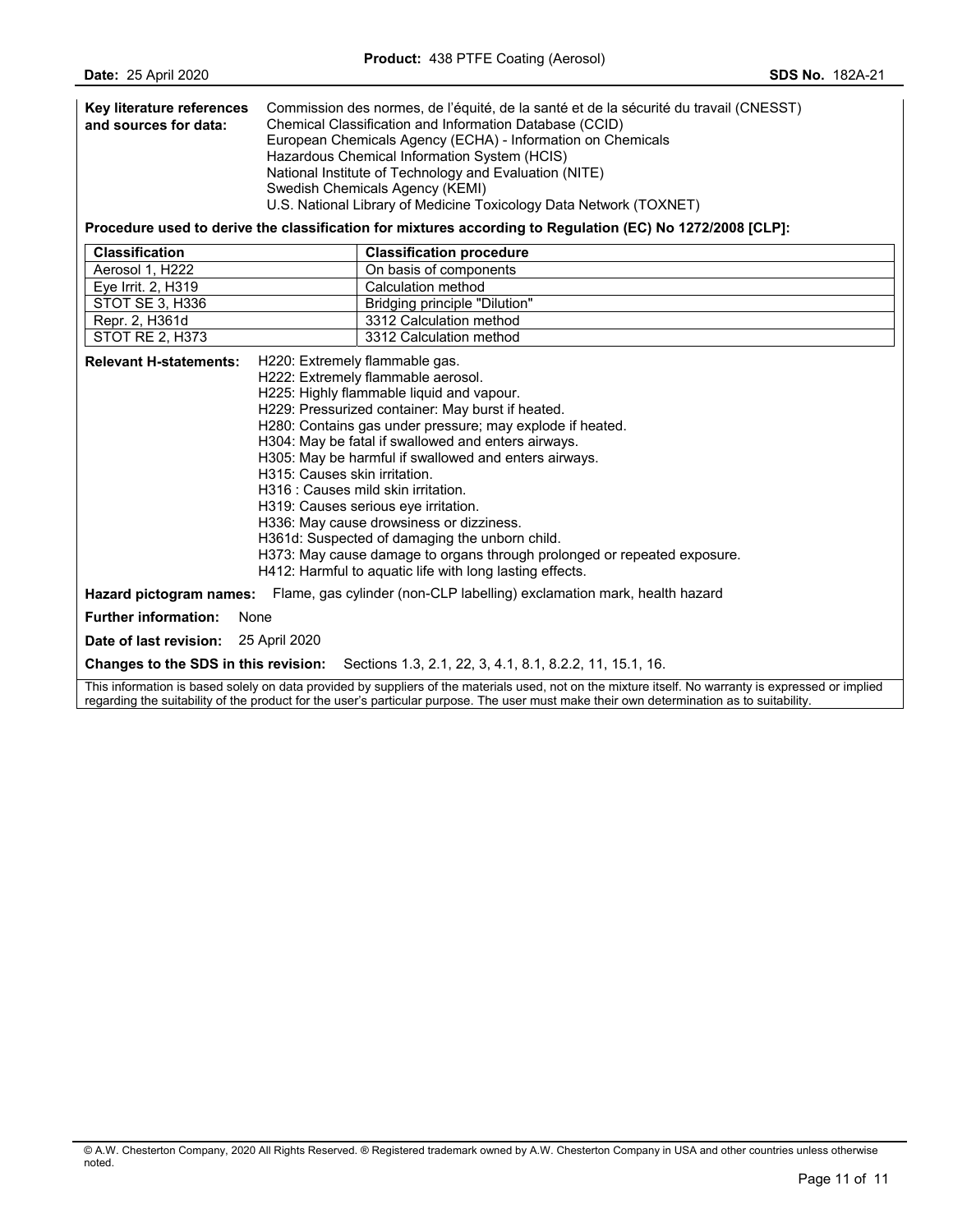**Key literature references and sources for data:** Commission des normes, de l'équité, de la santé et de la sécurité du travail (CNESST)
Chemical Classification and Information Database (CCID)
European Chemicals Agency (ECHA) - Information on Chemicals
Hazardous Chemical Information System (HCIS)
National Institute of Technology and Evaluation (NITE)
Swedish Chemicals Agency (KEMI)
U.S. National Library of Medicine Toxicology Data Network (TOXNET)

**Procedure used to derive the classification for mixtures according to Regulation (EC) No 1272/2008 [CLP]:**

| Classification | Classification procedure |
|---|---|
| Aerosol 1, H222 | On basis of components |
| Eye Irrit. 2, H319 | Calculation method |
| STOT SE 3, H336 | Bridging principle "Dilution" |
| Repr. 2, H361d | 3312 Calculation method |
| STOT RE 2, H373 | 3312 Calculation method |

**Relevant H-statements:**
H220: Extremely flammable gas.
H222: Extremely flammable aerosol.
H225: Highly flammable liquid and vapour.
H229: Pressurized container: May burst if heated.
H280: Contains gas under pressure; may explode if heated.
H304: May be fatal if swallowed and enters airways.
H305: May be harmful if swallowed and enters airways.
H315: Causes skin irritation.
H316 : Causes mild skin irritation.
H319: Causes serious eye irritation.
H336: May cause drowsiness or dizziness.
H361d: Suspected of damaging the unborn child.
H373: May cause damage to organs through prolonged or repeated exposure.
H412: Harmful to aquatic life with long lasting effects.

**Hazard pictogram names:** Flame, gas cylinder (non-CLP labelling) exclamation mark, health hazard

**Further information:** None

**Date of last revision:** 25 April 2020

**Changes to the SDS in this revision:** Sections 1.3, 2.1, 22, 3, 4.1, 8.1, 8.2.2, 11, 15.1, 16.

This information is based solely on data provided by suppliers of the materials used, not on the mixture itself. No warranty is expressed or implied regarding the suitability of the product for the user's particular purpose. The user must make their own determination as to suitability.